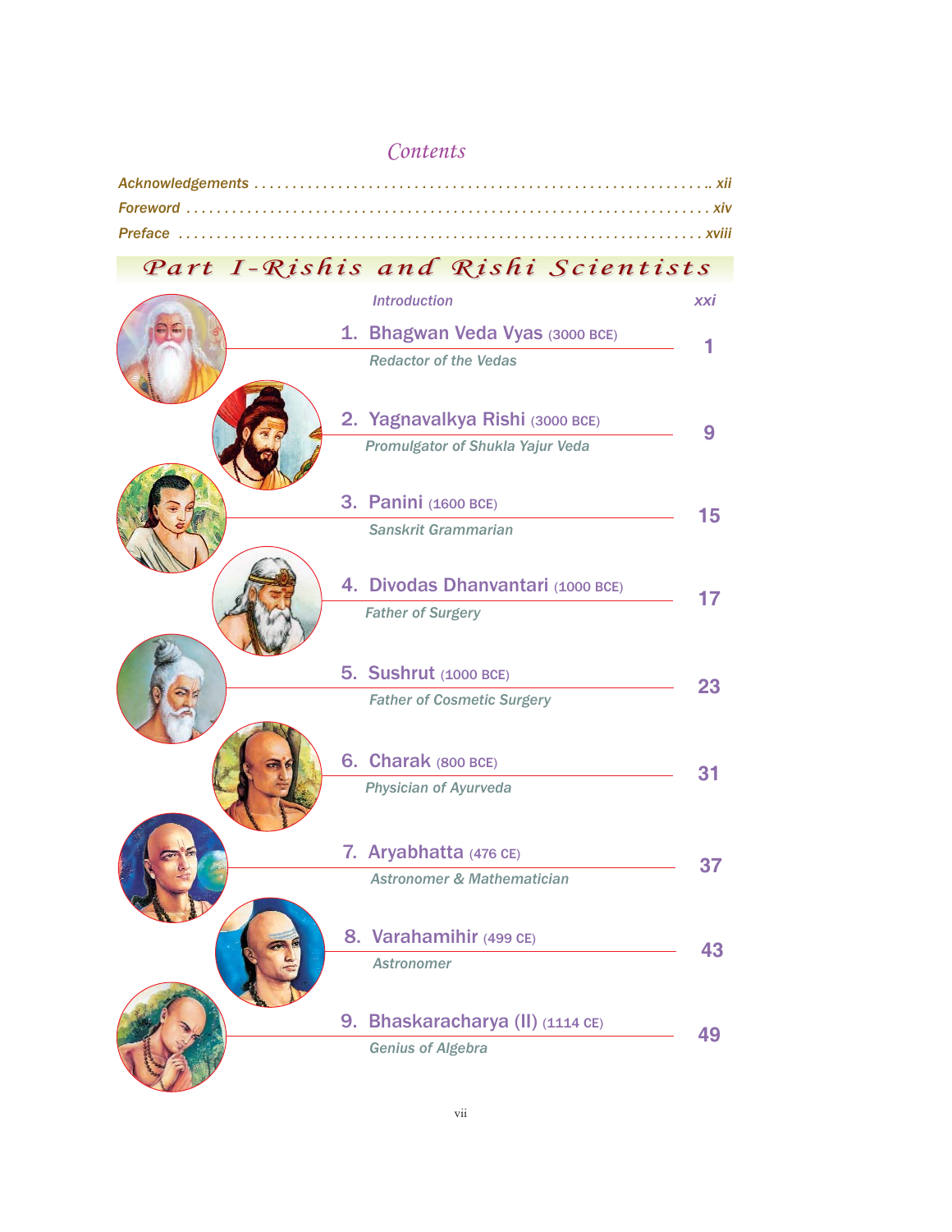# Contents

*Acknowledgements* .......... xii

*Foreword* .......... xiv

*Preface* .......... xviii

## *Part I–Rishis and Rishi Scientists*

*Introduction* .......... xxi

1. **Bhagwan Veda Vyas** (3000 BCE) .......... 1
   *Redactor of the Vedas*

2. **Yagnavalkya Rishi** (3000 BCE) .......... 9
   *Promulgator of Shukla Yajur Veda*

3. **Panini** (1600 BCE) .......... 15
   *Sanskrit Grammarian*

4. **Divodas Dhanvantari** (1000 BCE) .......... 17
   *Father of Surgery*

5. **Sushrut** (1000 BCE) .......... 23
   *Father of Cosmetic Surgery*

6. **Charak** (800 BCE) .......... 31
   *Physician of Ayurveda*

7. **Aryabhatta** (476 CE) .......... 37
   *Astronomer & Mathematician*

8. **Varahamihir** (499 CE) .......... 43
   *Astronomer*

9. **Bhaskaracharya (II)** (1114 CE) .......... 49
   *Genius of Algebra*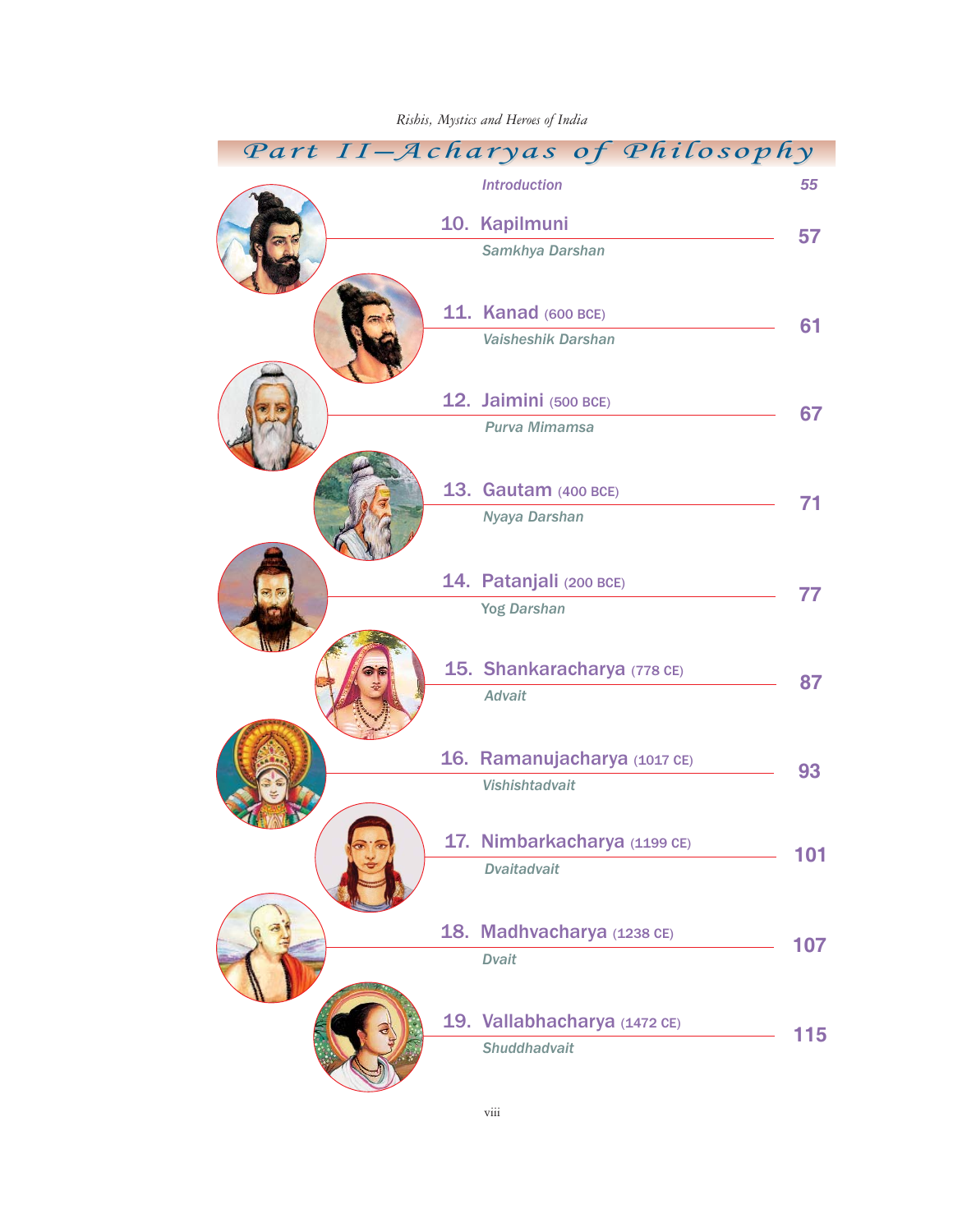## Part II–Acharyas of Philosophy

| | | |
|---|---|---|
| | *Introduction* | *55* |
| 10. | **Kapilmuni** *Samkhya Darshan* | 57 |
| 11. | **Kanad** (600 BCE) *Vaisheshik Darshan* | 61 |
| 12. | **Jaimini** (500 BCE) *Purva Mimamsa* | 67 |
| 13. | **Gautam** (400 BCE) *Nyaya Darshan* | 71 |
| 14. | **Patanjali** (200 BCE) *Yog Darshan* | 77 |
| 15. | **Shankaracharya** (778 CE) *Advait* | 87 |
| 16. | **Ramanujacharya** (1017 CE) *Vishishtadvait* | 93 |
| 17. | **Nimbarkacharya** (1199 CE) *Dvaitadvait* | 101 |
| 18. | **Madhvacharya** (1238 CE) *Dvait* | 107 |
| 19. | **Vallabhacharya** (1472 CE) *Shuddhadvait* | 115 |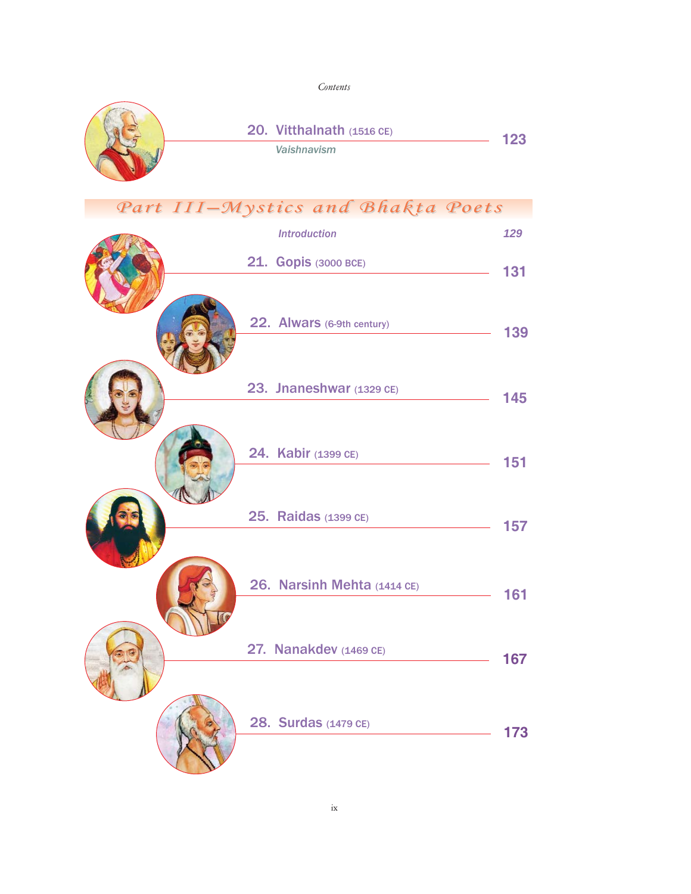20. Vitthalnath (1516 CE) — 123

*Vaishnavism*

## Part III—Mystics and Bhakta Poets

*Introduction* — *129*

21. Gopis (3000 BCE) — 131

22. Alwars (6-9th century) — 139

23. Jnaneshwar (1329 CE) — 145

24. Kabir (1399 CE) — 151

25. Raidas (1399 CE) — 157

26. Narsinh Mehta (1414 CE) — 161

27. Nanakdev (1469 CE) — 167

28. Surdas (1479 CE) — 173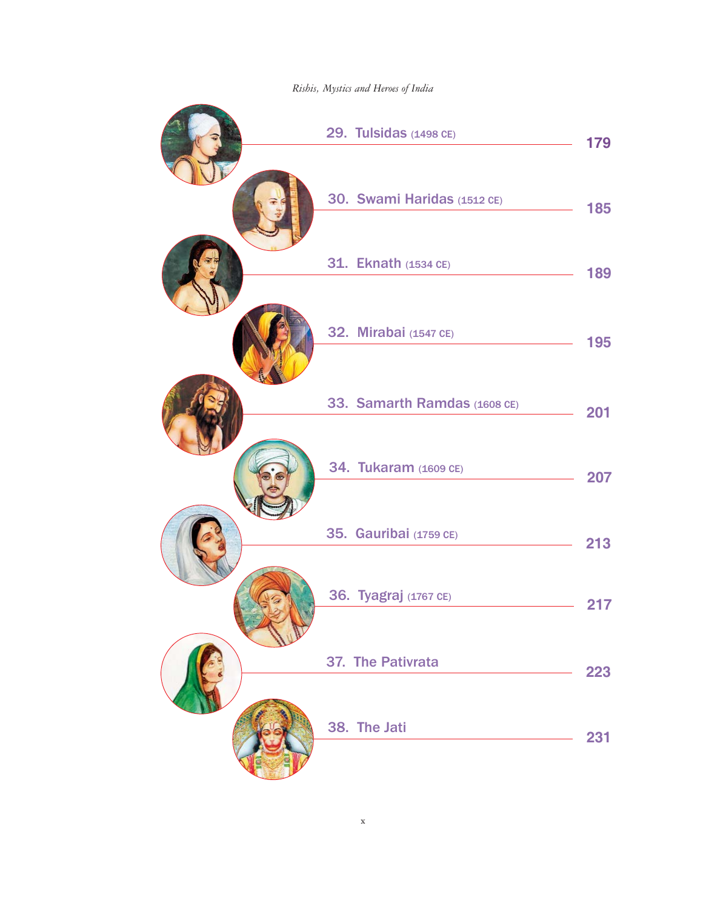29. Tulsidas (1498 CE) — 179

30. Swami Haridas (1512 CE) — 185

31. Eknath (1534 CE) — 189

32. Mirabai (1547 CE) — 195

33. Samarth Ramdas (1608 CE) — 201

34. Tukaram (1609 CE) — 207

35. Gauribai (1759 CE) — 213

36. Tyagraj (1767 CE) — 217

37. The Pativrata — 223

38. The Jati — 231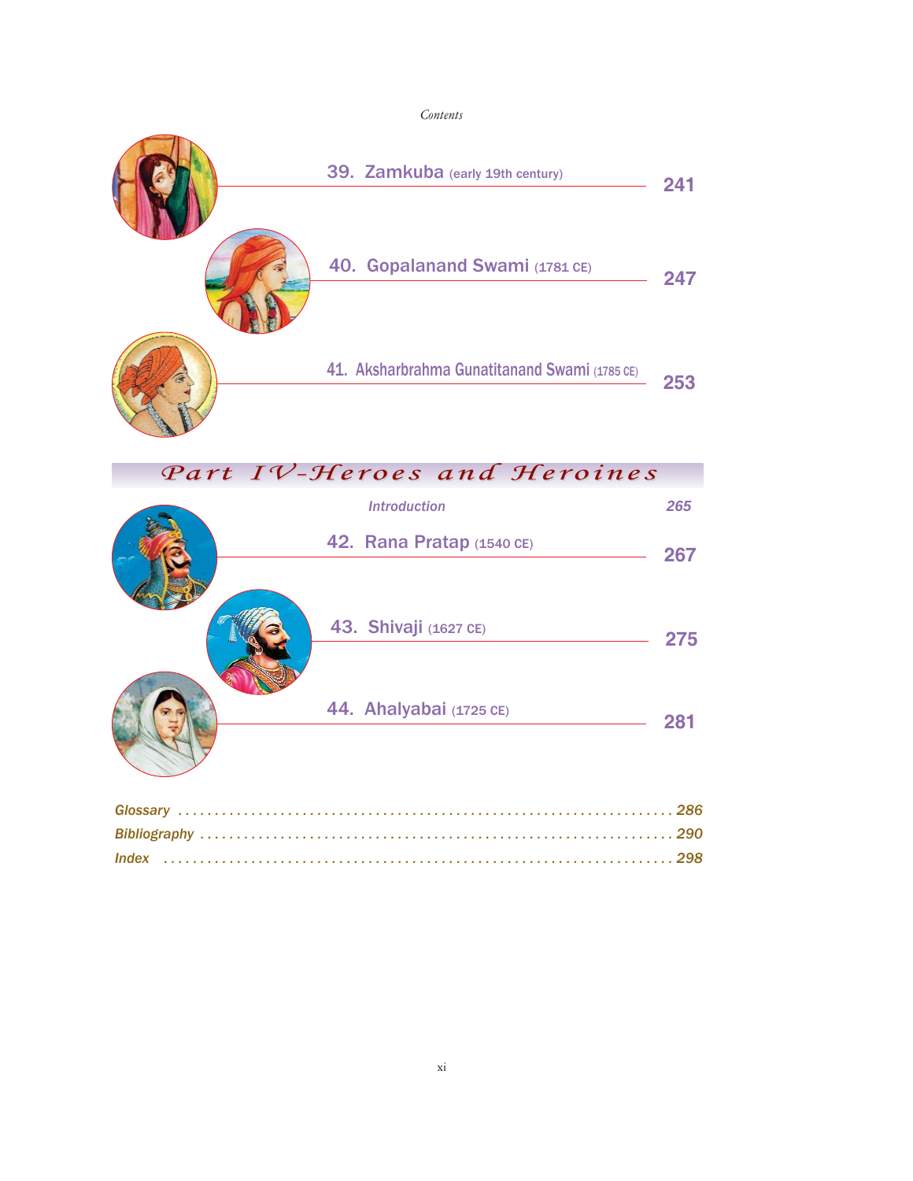39. Zamkuba (early 19th century) — 241

40. Gopalanand Swami (1781 CE) — 247

41. Aksharbrahma Gunatitanand Swami (1785 CE) — 253

## Part IV–Heroes and Heroines

*Introduction* — *265*

42. Rana Pratap (1540 CE) — 267

43. Shivaji (1627 CE) — 275

44. Ahalyabai (1725 CE) — 281

*Glossary* . . . . . . . . . . . . . . . . . . . . . . . . . . . . . . . . . . . . *286*

*Bibliography* . . . . . . . . . . . . . . . . . . . . . . . . . . . . . . . . . *290*

*Index* . . . . . . . . . . . . . . . . . . . . . . . . . . . . . . . . . . . . . . *298*